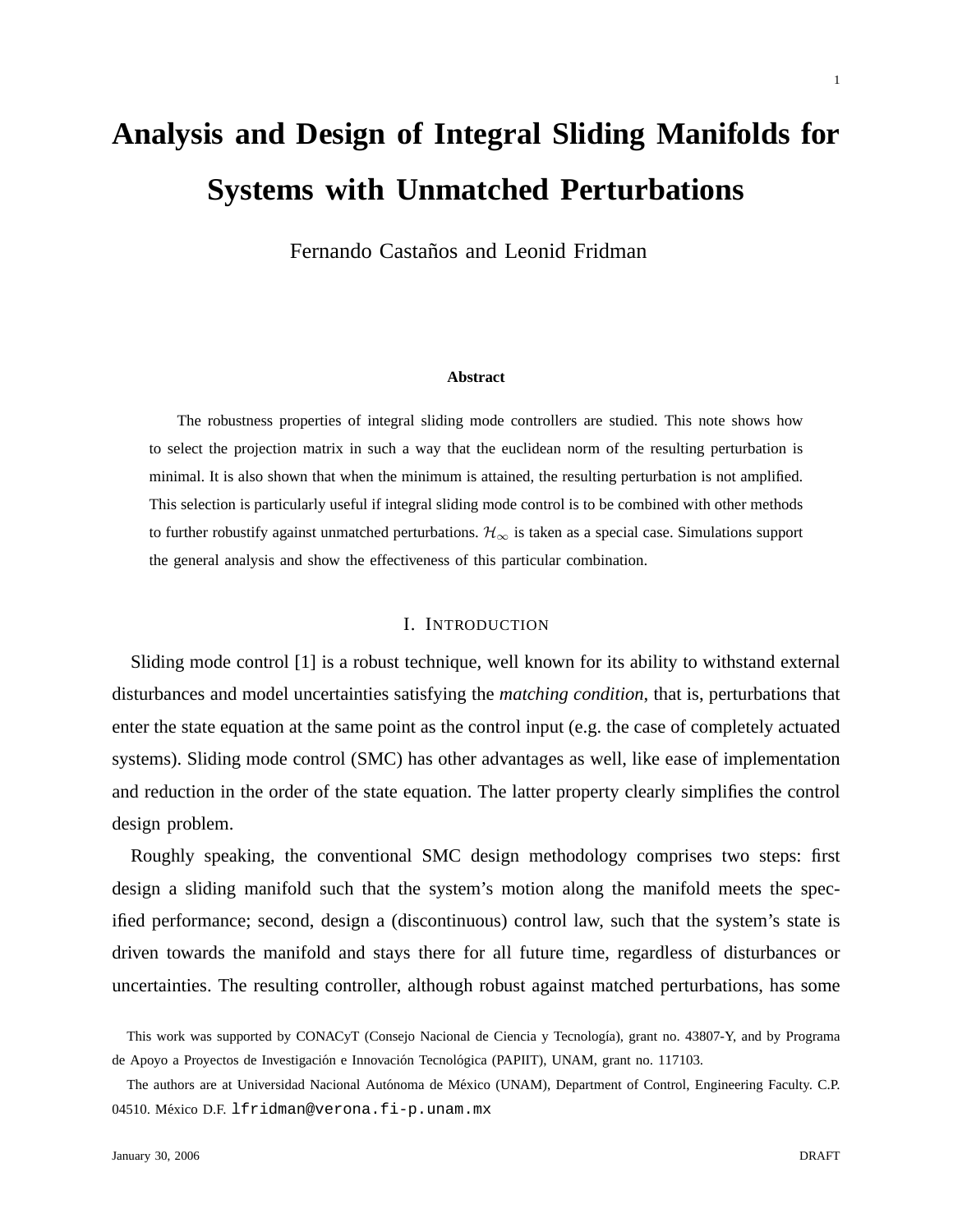# Analysis and Design of Integral Sliding Manifolds for Systems with Unmatched Perturbations

Fernando Castaños and Leonid Fridman

### Abstract

The robustness properties of integral sliding mode controllers are studied. This note shows how to select the projection matrix in such a way that the euclidean norm of the resulting perturbation is minimal. It is also shown that when the minimum is attained, the resulting perturbation is not amplified. This selection is particularly useful if integral sliding mode control is to be combined with other methods to further robustify against unmatched perturbations. $\mathcal{H}_\infty$ is taken as a special case. Simulations support the general analysis and show the effectiveness of this particular combination.

## I. Introduction

Sliding mode control [1] is a robust technique, well known for its ability to withstand external disturbances and model uncertainties satisfying the *matching condition*, that is, perturbations that enter the state equation at the same point as the control input (e.g. the case of completely actuated systems). Sliding mode control (SMC) has other advantages as well, like ease of implementation and reduction in the order of the state equation. The latter property clearly simplifies the control design problem.

Roughly speaking, the conventional SMC design methodology comprises two steps: first design a sliding manifold such that the system's motion along the manifold meets the specified performance; second, design a (discontinuous) control law, such that the system's state is driven towards the manifold and stays there for all future time, regardless of disturbances or uncertainties. The resulting controller, although robust against matched perturbations, has some

This work was supported by CONACyT (Consejo Nacional de Ciencia y Tecnología), grant no. 43807-Y, and by Programa de Apoyo a Proyectos de Investigación e Innovación Tecnológica (PAPIIT), UNAM, grant no. 117103.

The authors are at Universidad Nacional Autónoma de México (UNAM), Department of Control, Engineering Faculty. C.P. 04510. México D.F. lfridman@verona.fi-p.unam.mx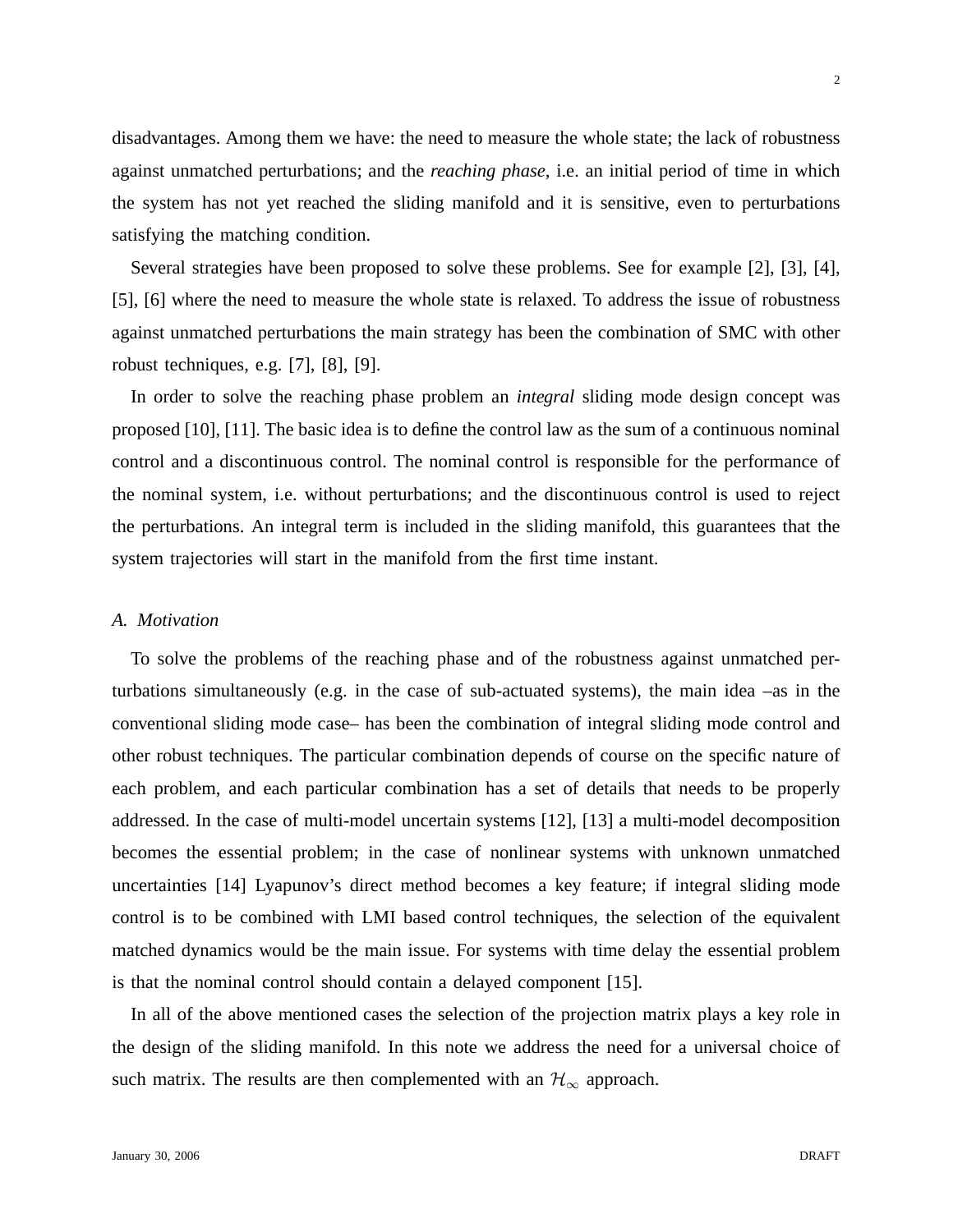disadvantages. Among them we have: the need to measure the whole state; the lack of robustness against unmatched perturbations; and the *reaching phase*, i.e. an initial period of time in which the system has not yet reached the sliding manifold and it is sensitive, even to perturbations satisfying the matching condition.

Several strategies have been proposed to solve these problems. See for example [2], [3], [4], [5], [6] where the need to measure the whole state is relaxed. To address the issue of robustness against unmatched perturbations the main strategy has been the combination of SMC with other robust techniques, e.g. [7], [8], [9].

In order to solve the reaching phase problem an *integral* sliding mode design concept was proposed [10], [11]. The basic idea is to define the control law as the sum of a continuous nominal control and a discontinuous control. The nominal control is responsible for the performance of the nominal system, i.e. without perturbations; and the discontinuous control is used to reject the perturbations. An integral term is included in the sliding manifold, this guarantees that the system trajectories will start in the manifold from the first time instant.

### A. Motivation

To solve the problems of the reaching phase and of the robustness against unmatched perturbations simultaneously (e.g. in the case of sub-actuated systems), the main idea –as in the conventional sliding mode case– has been the combination of integral sliding mode control and other robust techniques. The particular combination depends of course on the specific nature of each problem, and each particular combination has a set of details that needs to be properly addressed. In the case of multi-model uncertain systems [12], [13] a multi-model decomposition becomes the essential problem; in the case of nonlinear systems with unknown unmatched uncertainties [14] Lyapunov's direct method becomes a key feature; if integral sliding mode control is to be combined with LMI based control techniques, the selection of the equivalent matched dynamics would be the main issue. For systems with time delay the essential problem is that the nominal control should contain a delayed component [15].

In all of the above mentioned cases the selection of the projection matrix plays a key role in the design of the sliding manifold. In this note we address the need for a universal choice of such matrix. The results are then complemented with an $\mathcal{H}_\infty$ approach.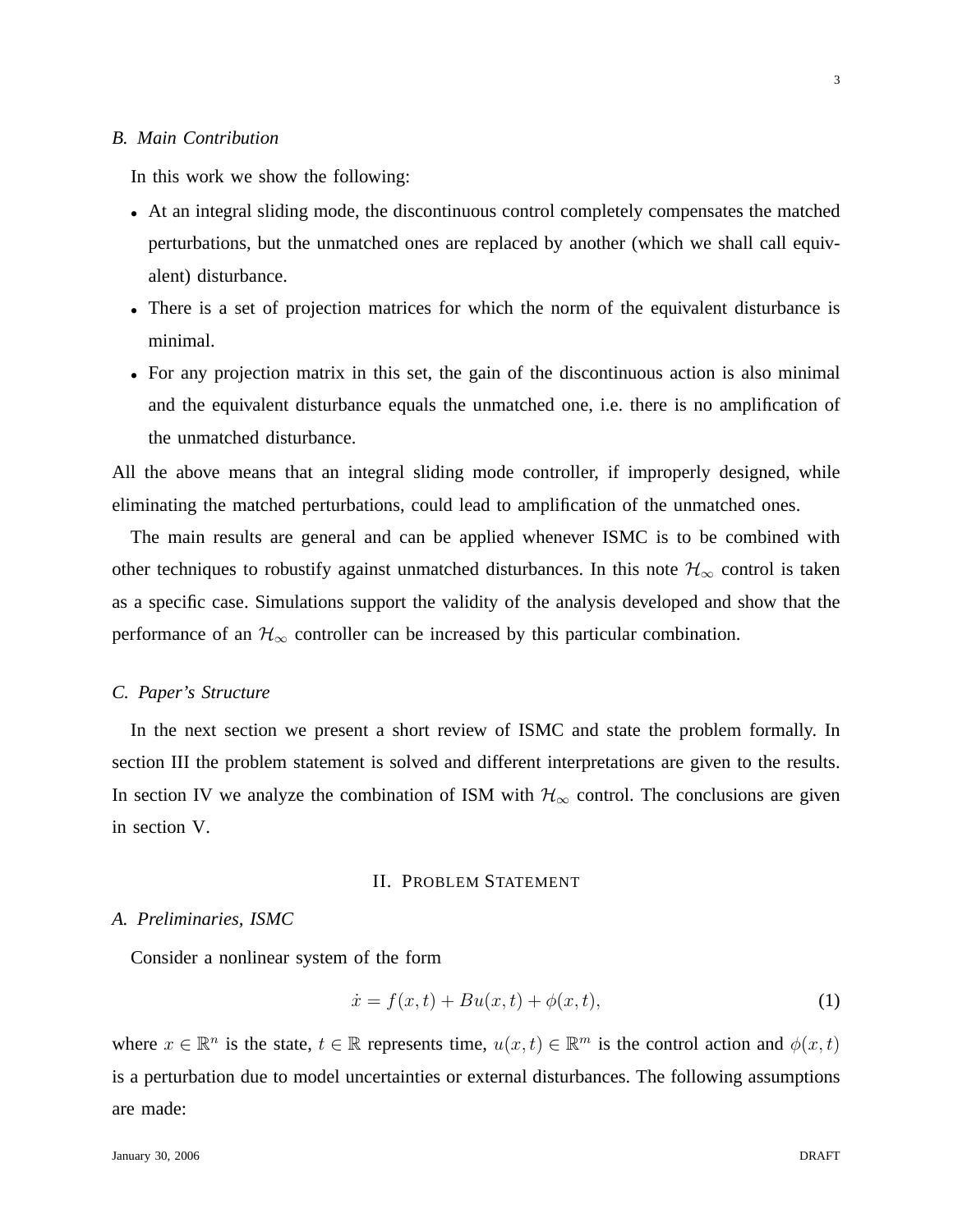### B. Main Contribution

In this work we show the following:

- At an integral sliding mode, the discontinuous control completely compensates the matched perturbations, but the unmatched ones are replaced by another (which we shall call equivalent) disturbance.
- There is a set of projection matrices for which the norm of the equivalent disturbance is minimal.
- For any projection matrix in this set, the gain of the discontinuous action is also minimal and the equivalent disturbance equals the unmatched one, i.e. there is no amplification of the unmatched disturbance.

All the above means that an integral sliding mode controller, if improperly designed, while eliminating the matched perturbations, could lead to amplification of the unmatched ones.

The main results are general and can be applied whenever ISMC is to be combined with other techniques to robustify against unmatched disturbances. In this note $\mathcal{H}_\infty$ control is taken as a specific case. Simulations support the validity of the analysis developed and show that the performance of an $\mathcal{H}_\infty$ controller can be increased by this particular combination.

### C. Paper's Structure

In the next section we present a short review of ISMC and state the problem formally. In section III the problem statement is solved and different interpretations are given to the results. In section IV we analyze the combination of ISM with $\mathcal{H}_\infty$ control. The conclusions are given in section V.

## II. Problem Statement

### A. Preliminaries, ISMC

Consider a nonlinear system of the form

$$\dot{x} = f(x,t) + Bu(x,t) + \phi(x,t), \tag{1}$$

where $x \in \mathbb{R}^n$ is the state, $t \in \mathbb{R}$ represents time, $u(x,t) \in \mathbb{R}^m$ is the control action and $\phi(x,t)$ is a perturbation due to model uncertainties or external disturbances. The following assumptions are made: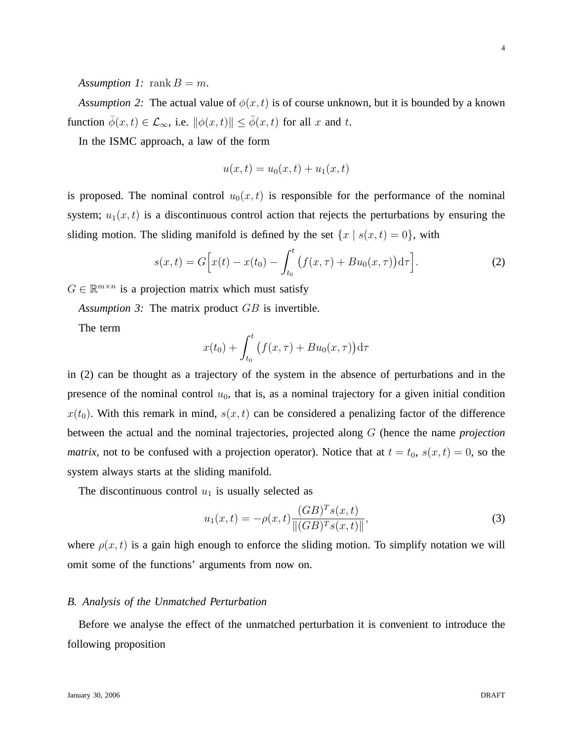*Assumption 1:* $\operatorname{rank} B = m$.

*Assumption 2:* The actual value of $\phi(x,t)$ is of course unknown, but it is bounded by a known function $\bar{\phi}(x,t) \in \mathcal{L}_\infty$, i.e. $\|\phi(x,t)\| \leq \bar{\phi}(x,t)$ for all $x$ and $t$.

In the ISMC approach, a law of the form

$$u(x,t) = u_0(x,t) + u_1(x,t)$$

is proposed. The nominal control $u_0(x,t)$ is responsible for the performance of the nominal system; $u_1(x,t)$ is a discontinuous control action that rejects the perturbations by ensuring the sliding motion. The sliding manifold is defined by the set $\{x \mid s(x,t) = 0\}$, with

$$s(x,t) = G\Big[x(t) - x(t_0) - \int_{t_0}^{t} \big(f(x,\tau) + Bu_0(x,\tau)\big)\mathrm{d}\tau\Big]. \tag{2}$$

$G \in \mathbb{R}^{m\times n}$ is a projection matrix which must satisfy

*Assumption 3:* The matrix product $GB$ is invertible.

The term

$$x(t_0) + \int_{t_0}^{t} \big(f(x,\tau) + Bu_0(x,\tau)\big)\mathrm{d}\tau$$

in (2) can be thought as a trajectory of the system in the absence of perturbations and in the presence of the nominal control $u_0$, that is, as a nominal trajectory for a given initial condition $x(t_0)$. With this remark in mind, $s(x,t)$ can be considered a penalizing factor of the difference between the actual and the nominal trajectories, projected along $G$ (hence the name *projection matrix*, not to be confused with a projection operator). Notice that at $t = t_0$, $s(x,t) = 0$, so the system always starts at the sliding manifold.

The discontinuous control $u_1$ is usually selected as

$$u_1(x,t) = -\rho(x,t)\frac{(GB)^T s(x,t)}{\|(GB)^T s(x,t)\|}, \tag{3}$$

where $\rho(x,t)$ is a gain high enough to enforce the sliding motion. To simplify notation we will omit some of the functions' arguments from now on.

### *B. Analysis of the Unmatched Perturbation*

Before we analyse the effect of the unmatched perturbation it is convenient to introduce the following proposition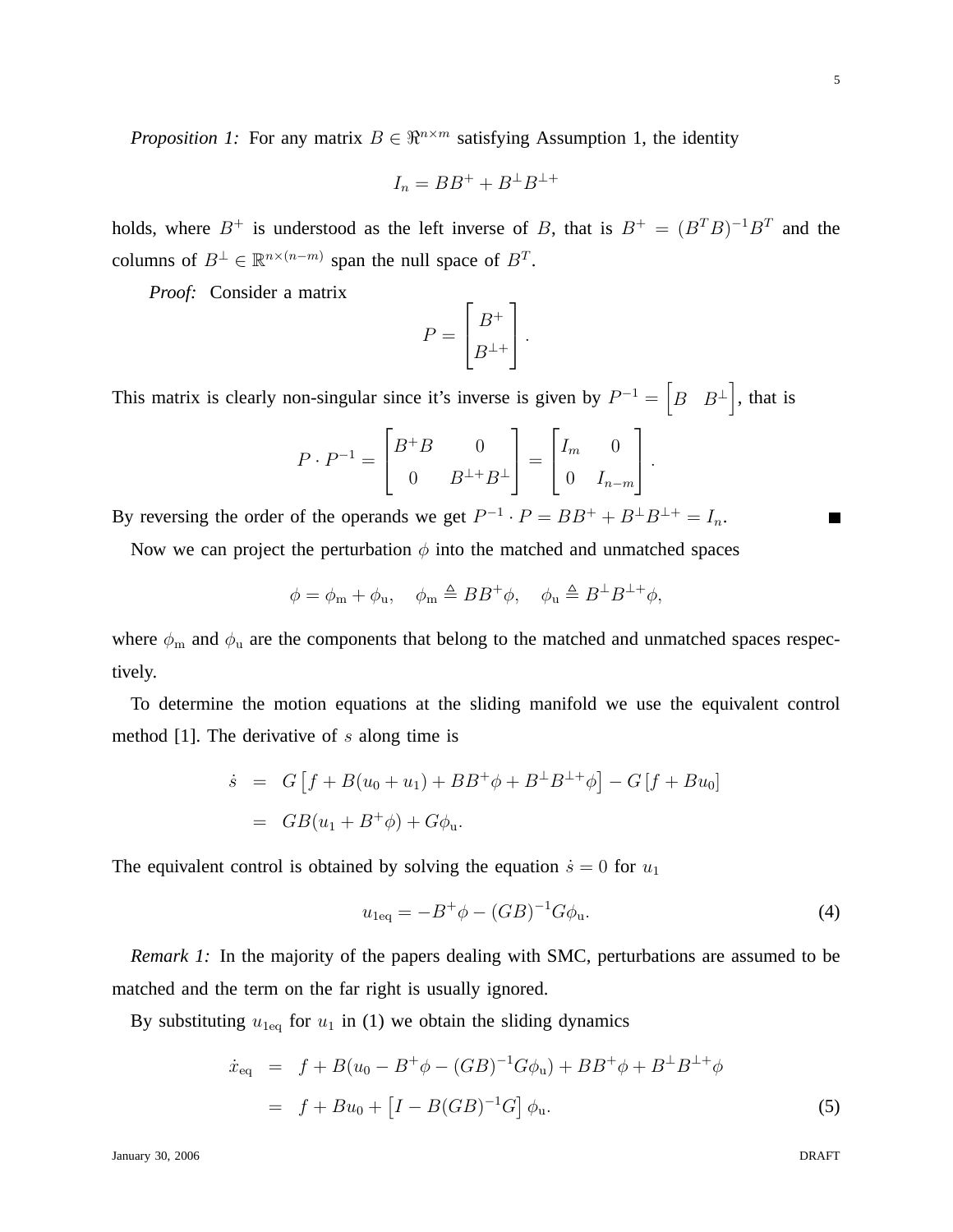*Proposition 1:* For any matrix $B \in \Re^{n \times m}$ satisfying Assumption 1, the identity

$$I_n = BB^+ + B^\perp B^{\perp +}$$

holds, where $B^+$ is understood as the left inverse of $B$, that is $B^+ = (B^T B)^{-1} B^T$ and the columns of $B^\perp \in \mathbb{R}^{n \times (n-m)}$ span the null space of $B^T$.

*Proof:* Consider a matrix

$$P = \begin{bmatrix} B^+ \\ B^{\perp +} \end{bmatrix}.$$

This matrix is clearly non-singular since it's inverse is given by $P^{-1} = \begin{bmatrix} B & B^\perp \end{bmatrix}$, that is

$$P \cdot P^{-1} = \begin{bmatrix} B^+ B & 0 \\ 0 & B^{\perp +} B^\perp \end{bmatrix} = \begin{bmatrix} I_m & 0 \\ 0 & I_{n-m} \end{bmatrix}.$$

By reversing the order of the operands we get $P^{-1} \cdot P = BB^+ + B^\perp B^{\perp +} = I_n$. ∎

Now we can project the perturbation $\phi$ into the matched and unmatched spaces

$$\phi = \phi_\text{m} + \phi_\text{u}, \quad \phi_\text{m} \triangleq BB^+ \phi, \quad \phi_\text{u} \triangleq B^\perp B^{\perp +} \phi,$$

where $\phi_\text{m}$ and $\phi_\text{u}$ are the components that belong to the matched and unmatched spaces respectively.

To determine the motion equations at the sliding manifold we use the equivalent control method [1]. The derivative of $s$ along time is

$$\begin{aligned} \dot{s} &= G\left[f + B(u_0 + u_1) + BB^+\phi + B^\perp B^{\perp +}\phi\right] - G\left[f + Bu_0\right] \\ &= GB(u_1 + B^+\phi) + G\phi_\text{u}. \end{aligned}$$

The equivalent control is obtained by solving the equation $\dot{s} = 0$ for $u_1$

$$u_{1\text{eq}} = -B^+\phi - (GB)^{-1}G\phi_\text{u}. \tag{4}$$

*Remark 1:* In the majority of the papers dealing with SMC, perturbations are assumed to be matched and the term on the far right is usually ignored.

By substituting $u_{1\text{eq}}$ for $u_1$ in (1) we obtain the sliding dynamics

$$\begin{aligned} \dot{x}_\text{eq} &= f + B(u_0 - B^+\phi - (GB)^{-1}G\phi_\text{u}) + BB^+\phi + B^\perp B^{\perp +}\phi \\ &= f + Bu_0 + \left[I - B(GB)^{-1}G\right]\phi_\text{u}. \end{aligned} \tag{5}$$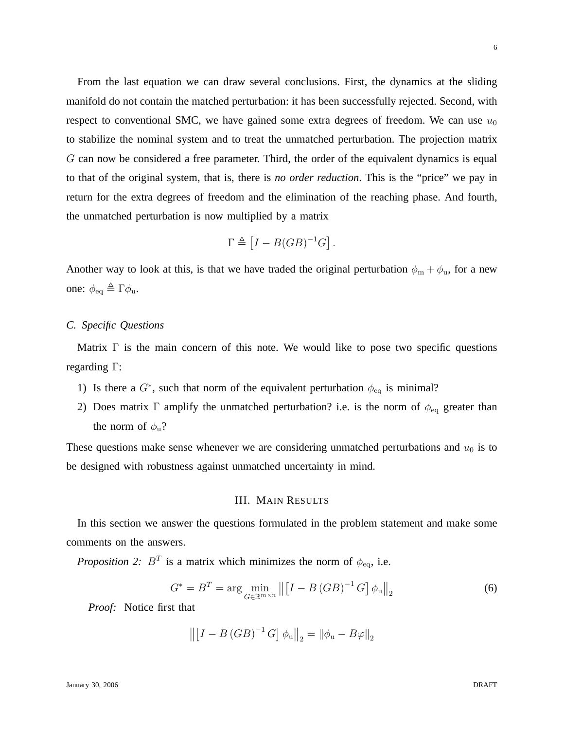From the last equation we can draw several conclusions. First, the dynamics at the sliding manifold do not contain the matched perturbation: it has been successfully rejected. Second, with respect to conventional SMC, we have gained some extra degrees of freedom. We can use $u_0$ to stabilize the nominal system and to treat the unmatched perturbation. The projection matrix $G$ can now be considered a free parameter. Third, the order of the equivalent dynamics is equal to that of the original system, that is, there is *no order reduction*. This is the "price" we pay in return for the extra degrees of freedom and the elimination of the reaching phase. And fourth, the unmatched perturbation is now multiplied by a matrix

$$\Gamma \triangleq \left[I - B(GB)^{-1}G\right].$$

Another way to look at this, is that we have traded the original perturbation $\phi_{\mathrm{m}} + \phi_{\mathrm{u}}$, for a new one: $\phi_{\mathrm{eq}} \triangleq \Gamma\phi_{\mathrm{u}}$.

### C. Specific Questions

Matrix $\Gamma$ is the main concern of this note. We would like to pose two specific questions regarding $\Gamma$:

1) Is there a $G^*$, such that norm of the equivalent perturbation $\phi_{\mathrm{eq}}$ is minimal?
2) Does matrix $\Gamma$ amplify the unmatched perturbation? i.e. is the norm of $\phi_{\mathrm{eq}}$ greater than the norm of $\phi_{\mathrm{u}}$?

These questions make sense whenever we are considering unmatched perturbations and $u_0$ is to be designed with robustness against unmatched uncertainty in mind.

## III. Main Results

In this section we answer the questions formulated in the problem statement and make some comments on the answers.

*Proposition 2:* $B^T$ is a matrix which minimizes the norm of $\phi_{\mathrm{eq}}$, i.e.

$$G^* = B^T = \arg\min_{G\in\mathbb{R}^{m\times n}} \left\| \left[I - B\left(GB\right)^{-1}G\right]\phi_{\mathrm{u}}\right\|_2 \tag{6}$$

*Proof:* Notice first that

$$\left\| \left[I - B\left(GB\right)^{-1}G\right]\phi_{\mathrm{u}}\right\|_2 = \left\|\phi_{\mathrm{u}} - B\varphi\right\|_2$$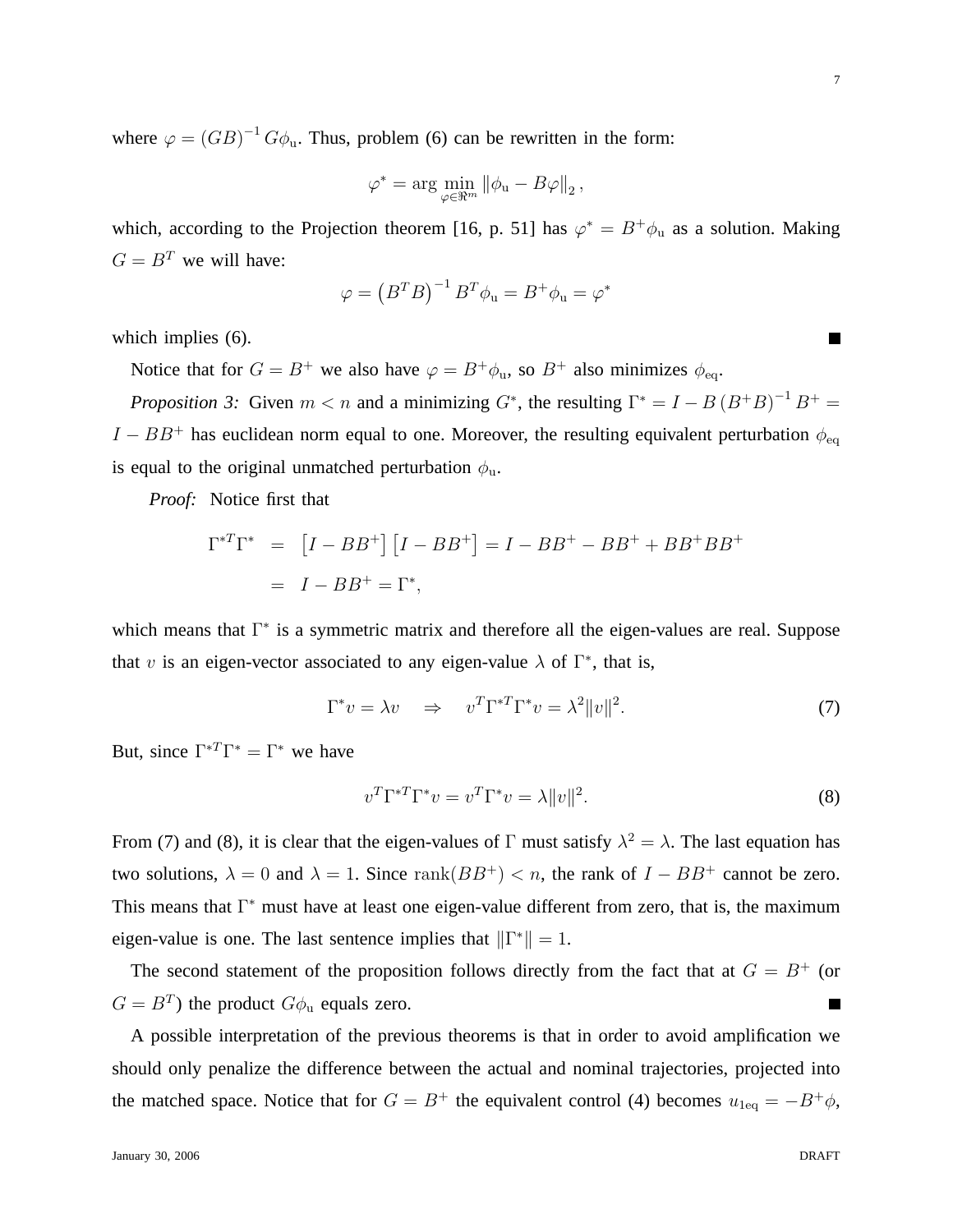where $\varphi = (GB)^{-1} G\phi_{\rm u}$. Thus, problem (6) can be rewritten in the form:

$$\varphi^* = \arg\min_{\varphi \in \Re^m} \|\phi_{\rm u} - B\varphi\|_2 ,$$

which, according to the Projection theorem [16, p. 51] has $\varphi^* = B^+\phi_{\rm u}$ as a solution. Making $G = B^T$ we will have:

$$\varphi = \left(B^T B\right)^{-1} B^T \phi_{\rm u} = B^+\phi_{\rm u} = \varphi^*$$

which implies (6). ■

Notice that for $G = B^+$ we also have $\varphi = B^+\phi_{\rm u}$, so $B^+$ also minimizes $\phi_{\rm eq}$.

*Proposition 3:* Given $m < n$ and a minimizing $G^*$, the resulting $\Gamma^* = I - B\left(B^+ B\right)^{-1} B^+ = I - BB^+$ has euclidean norm equal to one. Moreover, the resulting equivalent perturbation $\phi_{\rm eq}$ is equal to the original unmatched perturbation $\phi_{\rm u}$.

*Proof:* Notice first that

$$\begin{aligned}
\Gamma^{*T}\Gamma^* &= \left[I - BB^+\right]\left[I - BB^+\right] = I - BB^+ - BB^+ + BB^+BB^+ \\
&= I - BB^+ = \Gamma^*,
\end{aligned}$$

which means that $\Gamma^*$ is a symmetric matrix and therefore all the eigen-values are real. Suppose that $v$ is an eigen-vector associated to any eigen-value $\lambda$ of $\Gamma^*$, that is,

$$\Gamma^* v = \lambda v \quad \Rightarrow \quad v^T \Gamma^{*T}\Gamma^* v = \lambda^2 \|v\|^2. \tag{7}$$

But, since $\Gamma^{*T}\Gamma^* = \Gamma^*$ we have

$$v^T \Gamma^{*T}\Gamma^* v = v^T \Gamma^* v = \lambda \|v\|^2. \tag{8}$$

From (7) and (8), it is clear that the eigen-values of $\Gamma$ must satisfy $\lambda^2 = \lambda$. The last equation has two solutions, $\lambda = 0$ and $\lambda = 1$. Since $\mathrm{rank}(BB^+) < n$, the rank of $I - BB^+$ cannot be zero. This means that $\Gamma^*$ must have at least one eigen-value different from zero, that is, the maximum eigen-value is one. The last sentence implies that $\|\Gamma^*\| = 1$.

The second statement of the proposition follows directly from the fact that at $G = B^+$ (or $G = B^T$) the product $G\phi_{\rm u}$ equals zero. ■

A possible interpretation of the previous theorems is that in order to avoid amplification we should only penalize the difference between the actual and nominal trajectories, projected into the matched space. Notice that for $G = B^+$ the equivalent control (4) becomes $u_{1\rm eq} = -B^+\phi$,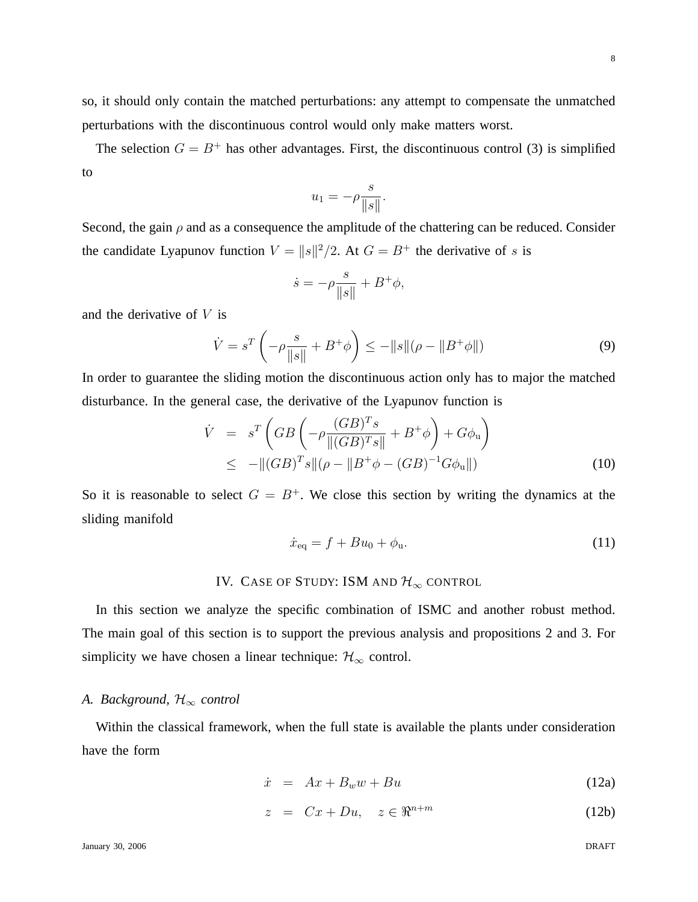so, it should only contain the matched perturbations: any attempt to compensate the unmatched perturbations with the discontinuous control would only make matters worst.

The selection $G = B^+$ has other advantages. First, the discontinuous control (3) is simplified to

$$u_1 = -\rho \frac{s}{\|s\|}.$$

Second, the gain $\rho$ and as a consequence the amplitude of the chattering can be reduced. Consider the candidate Lyapunov function $V = \|s\|^2/2$. At $G = B^+$ the derivative of $s$ is

$$\dot{s} = -\rho \frac{s}{\|s\|} + B^+\phi,$$

and the derivative of $V$ is

$$\dot{V} = s^T \left( -\rho \frac{s}{\|s\|} + B^+\phi \right) \leq -\|s\|(\rho - \|B^+\phi\|) \tag{9}$$

In order to guarantee the sliding motion the discontinuous action only has to major the matched disturbance. In the general case, the derivative of the Lyapunov function is

$$\begin{aligned} \dot{V} &= s^T \left( GB \left( -\rho \frac{(GB)^T s}{\|(GB)^T s\|} + B^+\phi \right) + G\phi_{\mathrm{u}} \right) \\ &\leq -\|(GB)^T s\|(\rho - \|B^+\phi - (GB)^{-1} G\phi_{\mathrm{u}}\|) \end{aligned} \tag{10}$$

So it is reasonable to select $G = B^+$. We close this section by writing the dynamics at the sliding manifold

$$\dot{x}_{\mathrm{eq}} = f + Bu_0 + \phi_{\mathrm{u}}. \tag{11}$$

## IV. Case of Study: ISM and $\mathcal{H}_\infty$ control

In this section we analyze the specific combination of ISMC and another robust method. The main goal of this section is to support the previous analysis and propositions 2 and 3. For simplicity we have chosen a linear technique: $\mathcal{H}_\infty$ control.

### A. Background, $\mathcal{H}_\infty$ control

Within the classical framework, when the full state is available the plants under consideration have the form

$$\dot{x} = Ax + B_w w + Bu \tag{12a}$$

$$z = Cx + Du, \quad z \in \Re^{n+m} \tag{12b}$$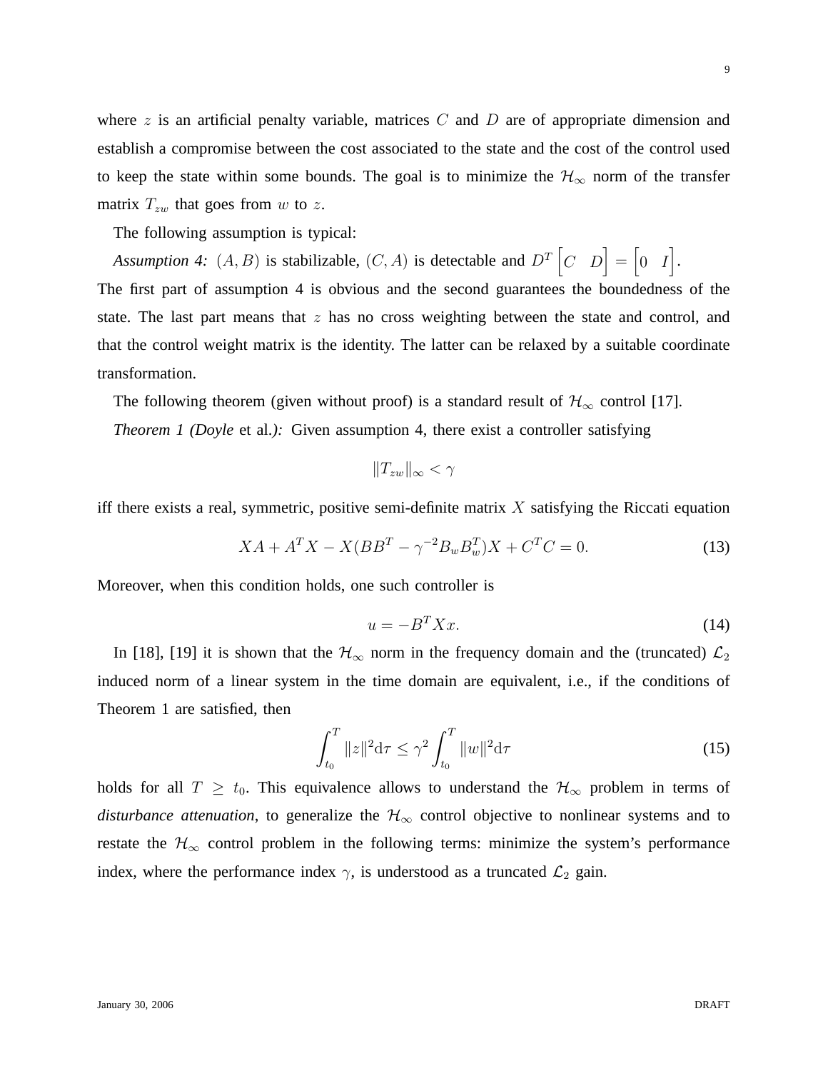where $z$ is an artificial penalty variable, matrices $C$ and $D$ are of appropriate dimension and establish a compromise between the cost associated to the state and the cost of the control used to keep the state within some bounds. The goal is to minimize the $\mathcal{H}_\infty$ norm of the transfer matrix $T_{zw}$ that goes from $w$ to $z$.

The following assumption is typical:

*Assumption 4:* $(A, B)$ is stabilizable, $(C, A)$ is detectable and $D^T \begin{bmatrix} C & D \end{bmatrix} = \begin{bmatrix} 0 & I \end{bmatrix}$.

The first part of assumption 4 is obvious and the second guarantees the boundedness of the state. The last part means that $z$ has no cross weighting between the state and control, and that the control weight matrix is the identity. The latter can be relaxed by a suitable coordinate transformation.

The following theorem (given without proof) is a standard result of $\mathcal{H}_\infty$ control [17].

*Theorem 1 (Doyle* et al.*):* Given assumption 4, there exist a controller satisfying

$$\|T_{zw}\|_\infty < \gamma$$

iff there exists a real, symmetric, positive semi-definite matrix $X$ satisfying the Riccati equation

$$XA + A^T X - X(BB^T - \gamma^{-2} B_w B_w^T)X + C^T C = 0. \tag{13}$$

Moreover, when this condition holds, one such controller is

$$u = -B^T X x. \tag{14}$$

In [18], [19] it is shown that the $\mathcal{H}_\infty$ norm in the frequency domain and the (truncated) $\mathcal{L}_2$ induced norm of a linear system in the time domain are equivalent, i.e., if the conditions of Theorem 1 are satisfied, then

$$\int_{t_0}^{T} \|z\|^2 \mathrm{d}\tau \leq \gamma^2 \int_{t_0}^{T} \|w\|^2 \mathrm{d}\tau \tag{15}$$

holds for all $T \geq t_0$. This equivalence allows to understand the $\mathcal{H}_\infty$ problem in terms of *disturbance attenuation*, to generalize the $\mathcal{H}_\infty$ control objective to nonlinear systems and to restate the $\mathcal{H}_\infty$ control problem in the following terms: minimize the system's performance index, where the performance index $\gamma$, is understood as a truncated $\mathcal{L}_2$ gain.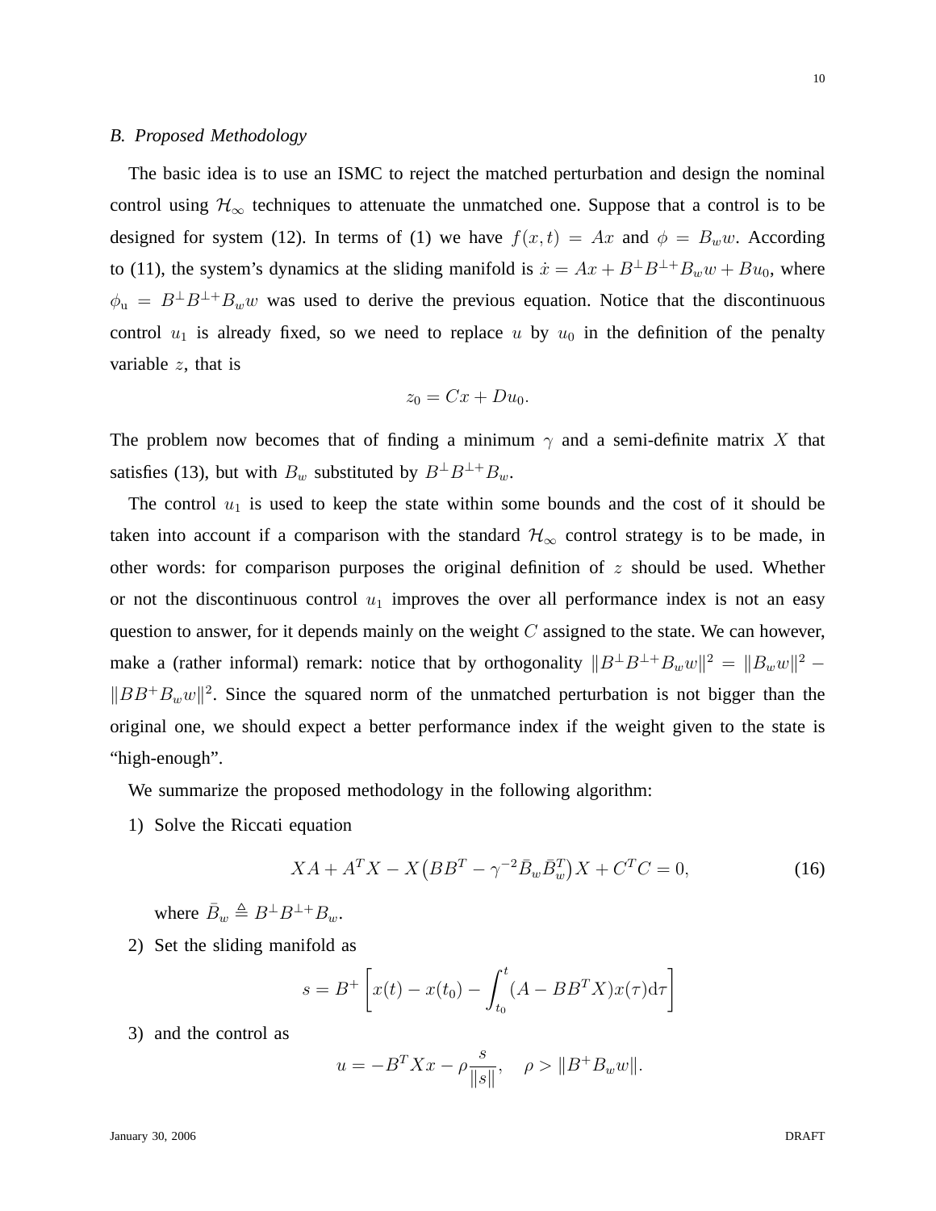### B. Proposed Methodology

The basic idea is to use an ISMC to reject the matched perturbation and design the nominal control using $\mathcal{H}_\infty$ techniques to attenuate the unmatched one. Suppose that a control is to be designed for system (12). In terms of (1) we have $f(x,t) = Ax$ and $\phi = B_w w$. According to (11), the system's dynamics at the sliding manifold is $\dot{x} = Ax + B^{\perp}B^{\perp +}B_w w + Bu_0$, where $\phi_{\mathrm{u}} = B^{\perp}B^{\perp +}B_w w$ was used to derive the previous equation. Notice that the discontinuous control $u_1$ is already fixed, so we need to replace $u$ by $u_0$ in the definition of the penalty variable $z$, that is

$$z_0 = Cx + Du_0.$$

The problem now becomes that of finding a minimum $\gamma$ and a semi-definite matrix $X$ that satisfies (13), but with $B_w$ substituted by $B^{\perp}B^{\perp +}B_w$.

The control $u_1$ is used to keep the state within some bounds and the cost of it should be taken into account if a comparison with the standard $\mathcal{H}_\infty$ control strategy is to be made, in other words: for comparison purposes the original definition of $z$ should be used. Whether or not the discontinuous control $u_1$ improves the over all performance index is not an easy question to answer, for it depends mainly on the weight $C$ assigned to the state. We can however, make a (rather informal) remark: notice that by orthogonality $\|B^{\perp}B^{\perp +}B_w w\|^2 = \|B_w w\|^2 - \|BB^{+}B_w w\|^2$. Since the squared norm of the unmatched perturbation is not bigger than the original one, we should expect a better performance index if the weight given to the state is "high-enough".

We summarize the proposed methodology in the following algorithm:

1) Solve the Riccati equation

$$XA + A^T X - X\big(BB^T - \gamma^{-2}\bar{B}_w \bar{B}_w^T\big)X + C^T C = 0, \tag{16}$$

where $\bar{B}_w \triangleq B^{\perp}B^{\perp +}B_w$.

2) Set the sliding manifold as

$$s = B^{+}\left[x(t) - x(t_0) - \int_{t_0}^{t}(A - BB^T X)x(\tau)\mathrm{d}\tau\right]$$

3) and the control as

$$u = -B^T X x - \rho\frac{s}{\|s\|}, \quad \rho > \|B^{+}B_w w\|.$$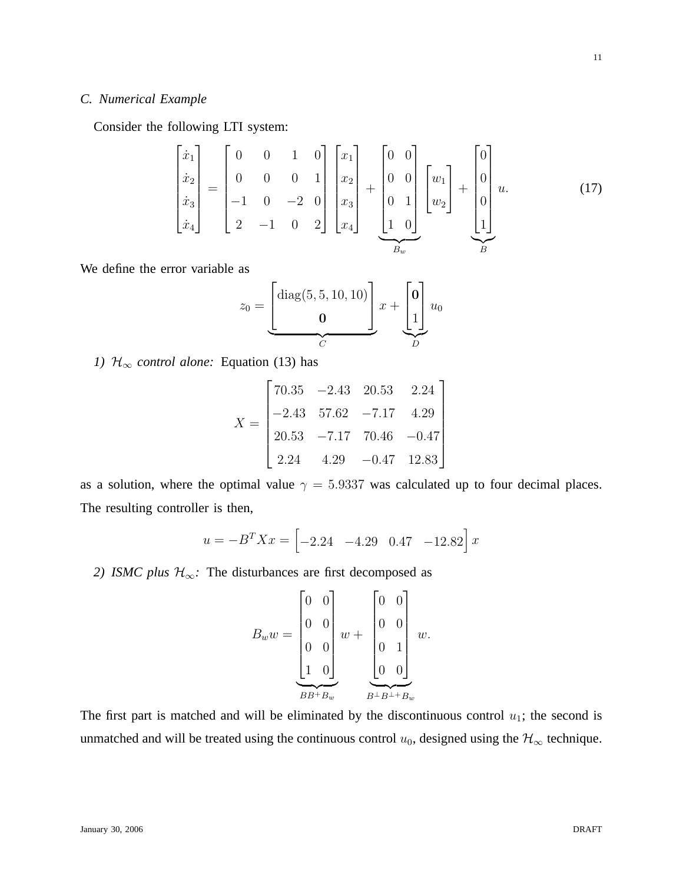### C. Numerical Example

Consider the following LTI system:

$$
\begin{bmatrix} \dot{x}_1 \\ \dot{x}_2 \\ \dot{x}_3 \\ \dot{x}_4 \end{bmatrix} = \begin{bmatrix} 0 & 0 & 1 & 0 \\ 0 & 0 & 0 & 1 \\ -1 & 0 & -2 & 0 \\ 2 & -1 & 0 & 2 \end{bmatrix} \begin{bmatrix} x_1 \\ x_2 \\ x_3 \\ x_4 \end{bmatrix} + \underbrace{\begin{bmatrix} 0 & 0 \\ 0 & 0 \\ 0 & 1 \\ 1 & 0 \end{bmatrix}}_{B_w} \begin{bmatrix} w_1 \\ w_2 \end{bmatrix} + \underbrace{\begin{bmatrix} 0 \\ 0 \\ 0 \\ 1 \end{bmatrix}}_{B} u. \tag{17}
$$

We define the error variable as

$$
z_0 = \underbrace{\begin{bmatrix} \text{diag}(5, 5, 10, 10) \\ \mathbf{0} \end{bmatrix}}_{C} x + \underbrace{\begin{bmatrix} \mathbf{0} \\ 1 \end{bmatrix}}_{D} u_0
$$

*1) $\mathcal{H}_\infty$ control alone:* Equation (13) has

$$
X = \begin{bmatrix} 70.35 & -2.43 & 20.53 & 2.24 \\ -2.43 & 57.62 & -7.17 & 4.29 \\ 20.53 & -7.17 & 70.46 & -0.47 \\ 2.24 & 4.29 & -0.47 & 12.83 \end{bmatrix}
$$

as a solution, where the optimal value $\gamma = 5.9337$ was calculated up to four decimal places. The resulting controller is then,

$$
u = -B^T X x = \begin{bmatrix} -2.24 & -4.29 & 0.47 & -12.82 \end{bmatrix} x
$$

*2) ISMC plus $\mathcal{H}_\infty$:* The disturbances are first decomposed as

$$
B_w w = \underbrace{\begin{bmatrix} 0 & 0 \\ 0 & 0 \\ 0 & 0 \\ 1 & 0 \end{bmatrix}}_{BB^+B_w} w + \underbrace{\begin{bmatrix} 0 & 0 \\ 0 & 0 \\ 0 & 1 \\ 0 & 0 \end{bmatrix}}_{B^\perp B^{\perp+} B_w} w.
$$

The first part is matched and will be eliminated by the discontinuous control $u_1$; the second is unmatched and will be treated using the continuous control $u_0$, designed using the $\mathcal{H}_\infty$ technique.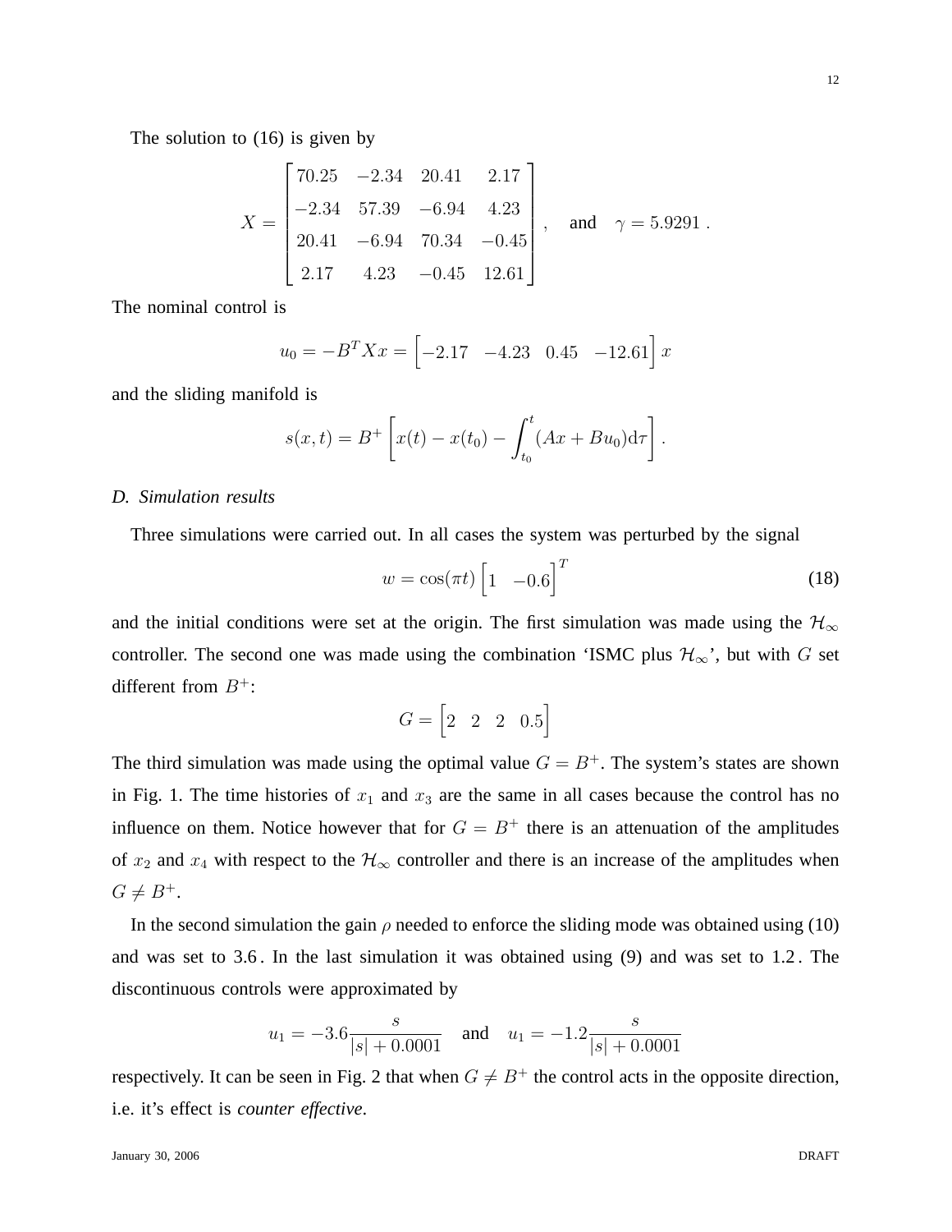The solution to (16) is given by

$$X = \begin{bmatrix} 70.25 & -2.34 & 20.41 & 2.17 \\ -2.34 & 57.39 & -6.94 & 4.23 \\ 20.41 & -6.94 & 70.34 & -0.45 \\ 2.17 & 4.23 & -0.45 & 12.61 \end{bmatrix}, \quad \text{and} \quad \gamma = 5.9291 \,.$$

The nominal control is

$$u_0 = -B^T X x = \begin{bmatrix} -2.17 & -4.23 & 0.45 & -12.61 \end{bmatrix} x$$

and the sliding manifold is

$$s(x,t) = B^+ \left[ x(t) - x(t_0) - \int_{t_0}^{t} (Ax + Bu_0) \mathrm{d}\tau \right].$$

### D. Simulation results

Three simulations were carried out. In all cases the system was perturbed by the signal

$$w = \cos(\pi t) \begin{bmatrix} 1 & -0.6 \end{bmatrix}^T \tag{18}$$

and the initial conditions were set at the origin. The first simulation was made using the $\mathcal{H}_\infty$ controller. The second one was made using the combination 'ISMC plus $\mathcal{H}_\infty$', but with $G$ set different from $B^+$:

$$G = \begin{bmatrix} 2 & 2 & 2 & 0.5 \end{bmatrix}$$

The third simulation was made using the optimal value $G = B^+$. The system's states are shown in Fig. 1. The time histories of $x_1$ and $x_3$ are the same in all cases because the control has no influence on them. Notice however that for $G = B^+$ there is an attenuation of the amplitudes of $x_2$ and $x_4$ with respect to the $\mathcal{H}_\infty$ controller and there is an increase of the amplitudes when $G \neq B^+$.

In the second simulation the gain $\rho$ needed to enforce the sliding mode was obtained using (10) and was set to 3.6. In the last simulation it was obtained using (9) and was set to 1.2. The discontinuous controls were approximated by

$$u_1 = -3.6 \frac{s}{|s| + 0.0001} \quad \text{and} \quad u_1 = -1.2 \frac{s}{|s| + 0.0001}$$

respectively. It can be seen in Fig. 2 that when $G \neq B^+$ the control acts in the opposite direction, i.e. it's effect is *counter effective*.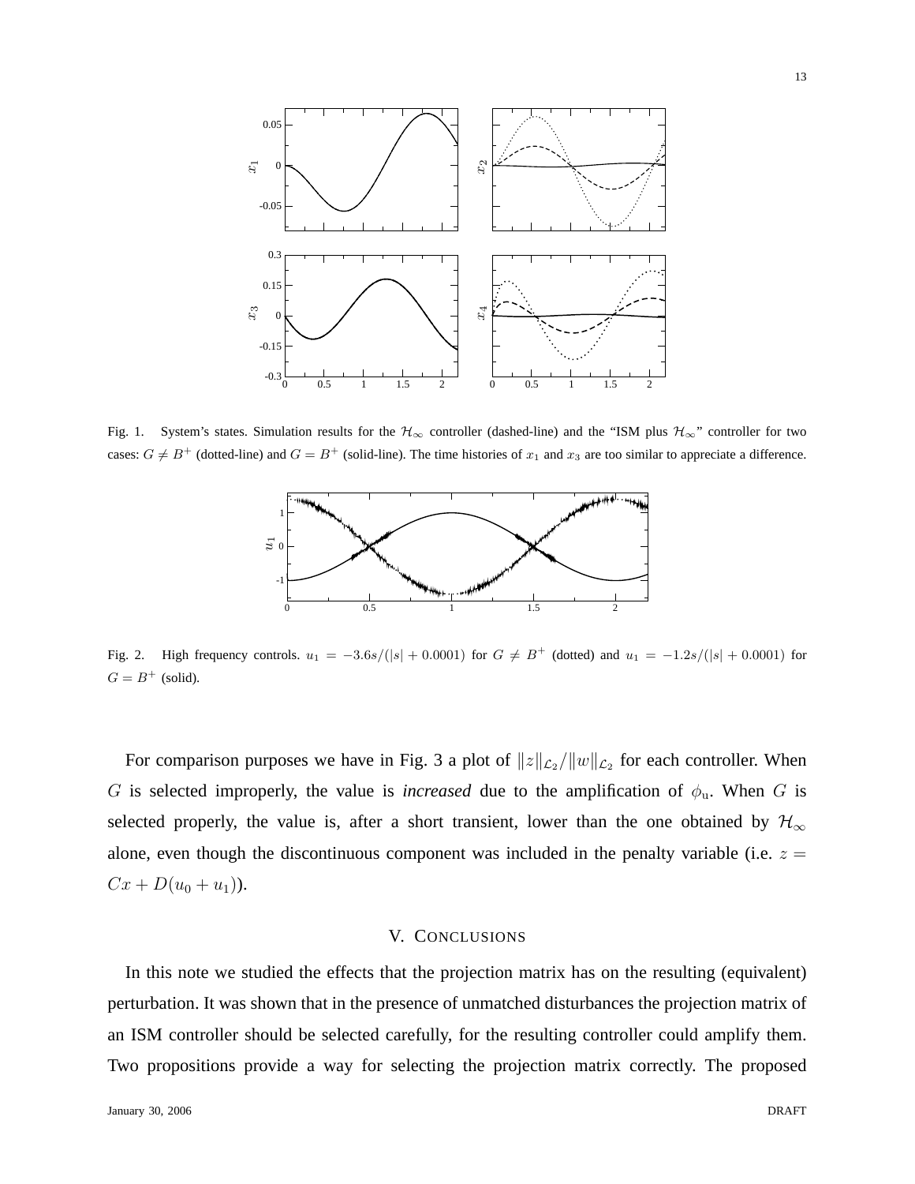Fig. 1. System's states. Simulation results for the $\mathcal{H}_\infty$ controller (dashed-line) and the "ISM plus $\mathcal{H}_\infty$" controller for two cases: $G \neq B^+$ (dotted-line) and $G = B^+$ (solid-line). The time histories of $x_1$ and $x_3$ are too similar to appreciate a difference.

Fig. 2. High frequency controls. $u_1 = -3.6s/(|s| + 0.0001)$ for $G \neq B^+$ (dotted) and $u_1 = -1.2s/(|s| + 0.0001)$ for $G = B^+$ (solid).

For comparison purposes we have in Fig. 3 a plot of $\|z\|_{\mathcal{L}_2}/\|w\|_{\mathcal{L}_2}$ for each controller. When $G$ is selected improperly, the value is *increased* due to the amplification of $\phi_{\rm u}$. When $G$ is selected properly, the value is, after a short transient, lower than the one obtained by $\mathcal{H}_\infty$ alone, even though the discontinuous component was included in the penalty variable (i.e. $z = Cx + D(u_0 + u_1)$).

## V. Conclusions

In this note we studied the effects that the projection matrix has on the resulting (equivalent) perturbation. It was shown that in the presence of unmatched disturbances the projection matrix of an ISM controller should be selected carefully, for the resulting controller could amplify them. Two propositions provide a way for selecting the projection matrix correctly. The proposed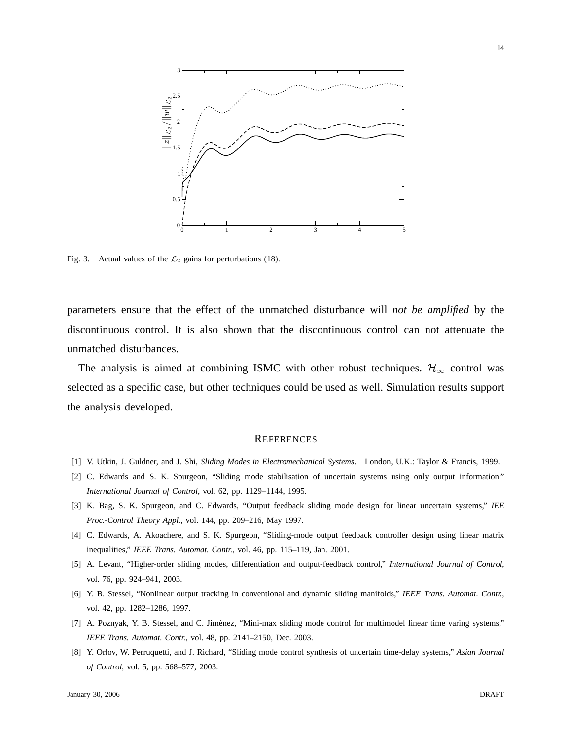Fig. 3. Actual values of the $\mathcal{L}_2$ gains for perturbations (18).

parameters ensure that the effect of the unmatched disturbance will *not be amplified* by the discontinuous control. It is also shown that the discontinuous control can not attenuate the unmatched disturbances.

The analysis is aimed at combining ISMC with other robust techniques. $\mathcal{H}_\infty$ control was selected as a specific case, but other techniques could be used as well. Simulation results support the analysis developed.

## REFERENCES

[1] V. Utkin, J. Guldner, and J. Shi, *Sliding Modes in Electromechanical Systems*. London, U.K.: Taylor & Francis, 1999.

[2] C. Edwards and S. K. Spurgeon, "Sliding mode stabilisation of uncertain systems using only output information." *International Journal of Control*, vol. 62, pp. 1129–1144, 1995.

[3] K. Bag, S. K. Spurgeon, and C. Edwards, "Output feedback sliding mode design for linear uncertain systems," *IEE Proc.-Control Theory Appl.*, vol. 144, pp. 209–216, May 1997.

[4] C. Edwards, A. Akoachere, and S. K. Spurgeon, "Sliding-mode output feedback controller design using linear matrix inequalities," *IEEE Trans. Automat. Contr.*, vol. 46, pp. 115–119, Jan. 2001.

[5] A. Levant, "Higher-order sliding modes, differentiation and output-feedback control," *International Journal of Control*, vol. 76, pp. 924–941, 2003.

[6] Y. B. Stessel, "Nonlinear output tracking in conventional and dynamic sliding manifolds," *IEEE Trans. Automat. Contr.*, vol. 42, pp. 1282–1286, 1997.

[7] A. Poznyak, Y. B. Stessel, and C. Jiménez, "Mini-max sliding mode control for multimodel linear time varing systems," *IEEE Trans. Automat. Contr.*, vol. 48, pp. 2141–2150, Dec. 2003.

[8] Y. Orlov, W. Perruquetti, and J. Richard, "Sliding mode control synthesis of uncertain time-delay systems," *Asian Journal of Control*, vol. 5, pp. 568–577, 2003.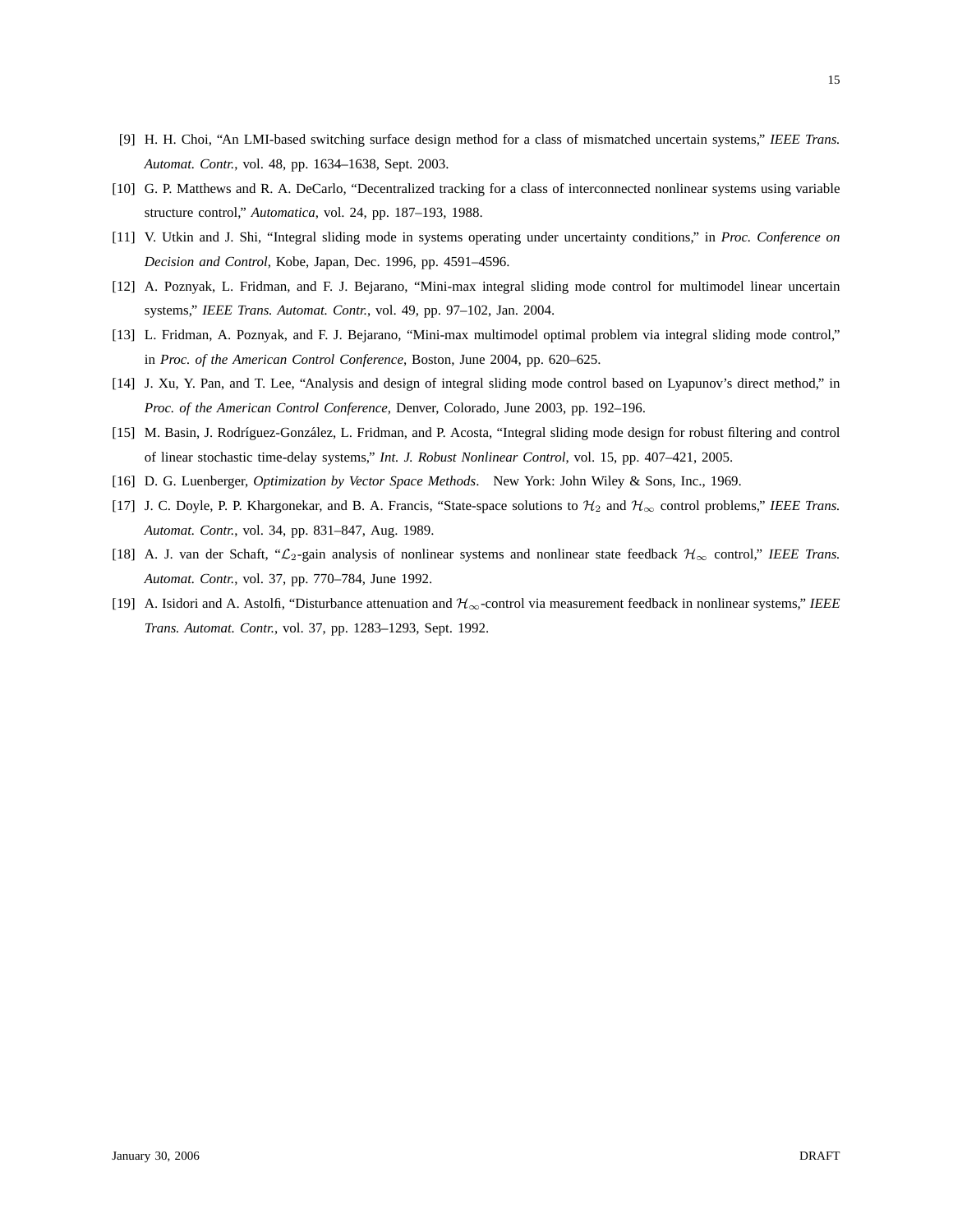[9] H. H. Choi, "An LMI-based switching surface design method for a class of mismatched uncertain systems," *IEEE Trans. Automat. Contr.*, vol. 48, pp. 1634–1638, Sept. 2003.

[10] G. P. Matthews and R. A. DeCarlo, "Decentralized tracking for a class of interconnected nonlinear systems using variable structure control," *Automatica*, vol. 24, pp. 187–193, 1988.

[11] V. Utkin and J. Shi, "Integral sliding mode in systems operating under uncertainty conditions," in *Proc. Conference on Decision and Control*, Kobe, Japan, Dec. 1996, pp. 4591–4596.

[12] A. Poznyak, L. Fridman, and F. J. Bejarano, "Mini-max integral sliding mode control for multimodel linear uncertain systems," *IEEE Trans. Automat. Contr.*, vol. 49, pp. 97–102, Jan. 2004.

[13] L. Fridman, A. Poznyak, and F. J. Bejarano, "Mini-max multimodel optimal problem via integral sliding mode control," in *Proc. of the American Control Conference*, Boston, June 2004, pp. 620–625.

[14] J. Xu, Y. Pan, and T. Lee, "Analysis and design of integral sliding mode control based on Lyapunov's direct method," in *Proc. of the American Control Conference*, Denver, Colorado, June 2003, pp. 192–196.

[15] M. Basin, J. Rodríguez-González, L. Fridman, and P. Acosta, "Integral sliding mode design for robust filtering and control of linear stochastic time-delay systems," *Int. J. Robust Nonlinear Control*, vol. 15, pp. 407–421, 2005.

[16] D. G. Luenberger, *Optimization by Vector Space Methods*. New York: John Wiley & Sons, Inc., 1969.

[17] J. C. Doyle, P. P. Khargonekar, and B. A. Francis, "State-space solutions to $\mathcal{H}_2$ and $\mathcal{H}_\infty$ control problems," *IEEE Trans. Automat. Contr.*, vol. 34, pp. 831–847, Aug. 1989.

[18] A. J. van der Schaft, "$\mathcal{L}_2$-gain analysis of nonlinear systems and nonlinear state feedback $\mathcal{H}_\infty$ control," *IEEE Trans. Automat. Contr.*, vol. 37, pp. 770–784, June 1992.

[19] A. Isidori and A. Astolfi, "Disturbance attenuation and $\mathcal{H}_\infty$-control via measurement feedback in nonlinear systems," *IEEE Trans. Automat. Contr.*, vol. 37, pp. 1283–1293, Sept. 1992.